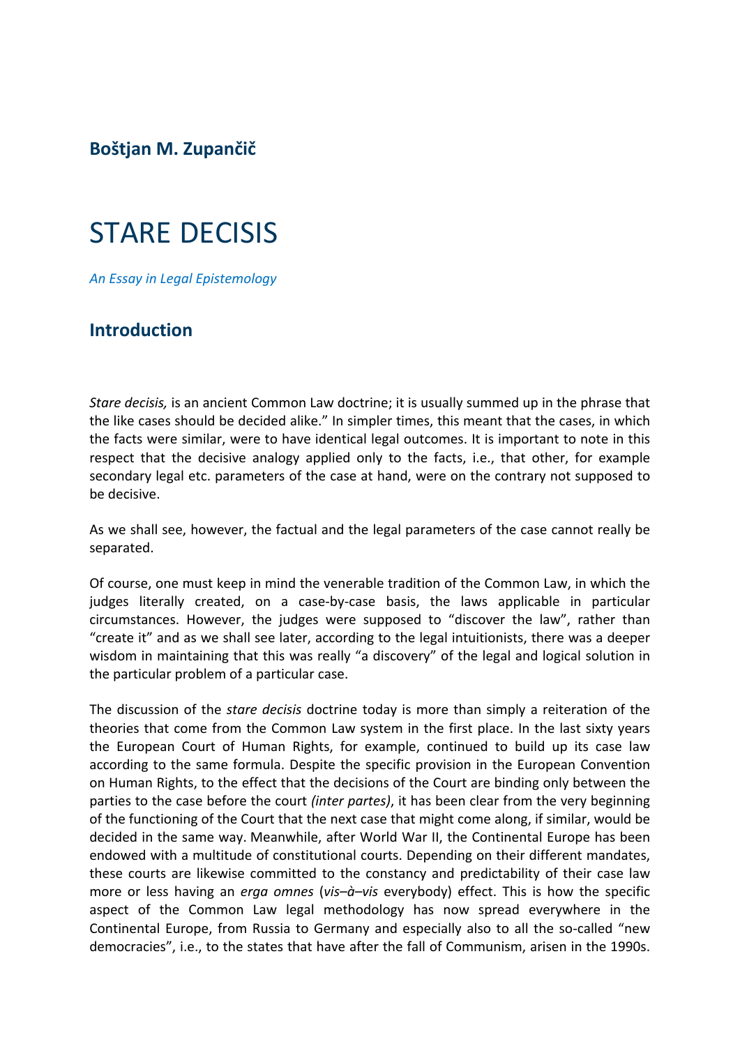**Boštjan M. Zupančič**

# STARE DECISIS

*An Essay in Legal Epistemology*

## Introduction

*Stare decisis,* is an ancient Common Law doctrine; it is usually summed up in the phrase that the like cases should be decided alike." In simpler times, this meant that the cases, in which the facts were similar, were to have identical legal outcomes. It is important to note in this respect that the decisive analogy applied only to the facts, i.e., that other, for example secondary legal etc. parameters of the case at hand, were on the contrary not supposed to be decisive.

As we shall see, however, the factual and the legal parameters of the case cannot really be separated.

Of course, one must keep in mind the venerable tradition of the Common Law, in which the judges literally created, on a case-by-case basis, the laws applicable in particular circumstances. However, the judges were supposed to "discover the law", rather than "create it" and as we shall see later, according to the legal intuitionists, there was a deeper wisdom in maintaining that this was really "a discovery" of the legal and logical solution in the particular problem of a particular case.

The discussion of the *stare decisis* doctrine today is more than simply a reiteration of the theories that come from the Common Law system in the first place. In the last sixty years the European Court of Human Rights, for example, continued to build up its case law according to the same formula. Despite the specific provision in the European Convention on Human Rights, to the effect that the decisions of the Court are binding only between the parties to the case before the court *(inter partes)*, it has been clear from the very beginning of the functioning of the Court that the next case that might come along, if similar, would be decided in the same way. Meanwhile, after World War II, the Continental Europe has been endowed with a multitude of constitutional courts. Depending on their different mandates, these courts are likewise committed to the constancy and predictability of their case law more or less having an *erga omnes* (*vis–à–vis* everybody) effect. This is how the specific aspect of the Common Law legal methodology has now spread everywhere in the Continental Europe, from Russia to Germany and especially also to all the so-called "new democracies", i.e., to the states that have after the fall of Communism, arisen in the 1990s.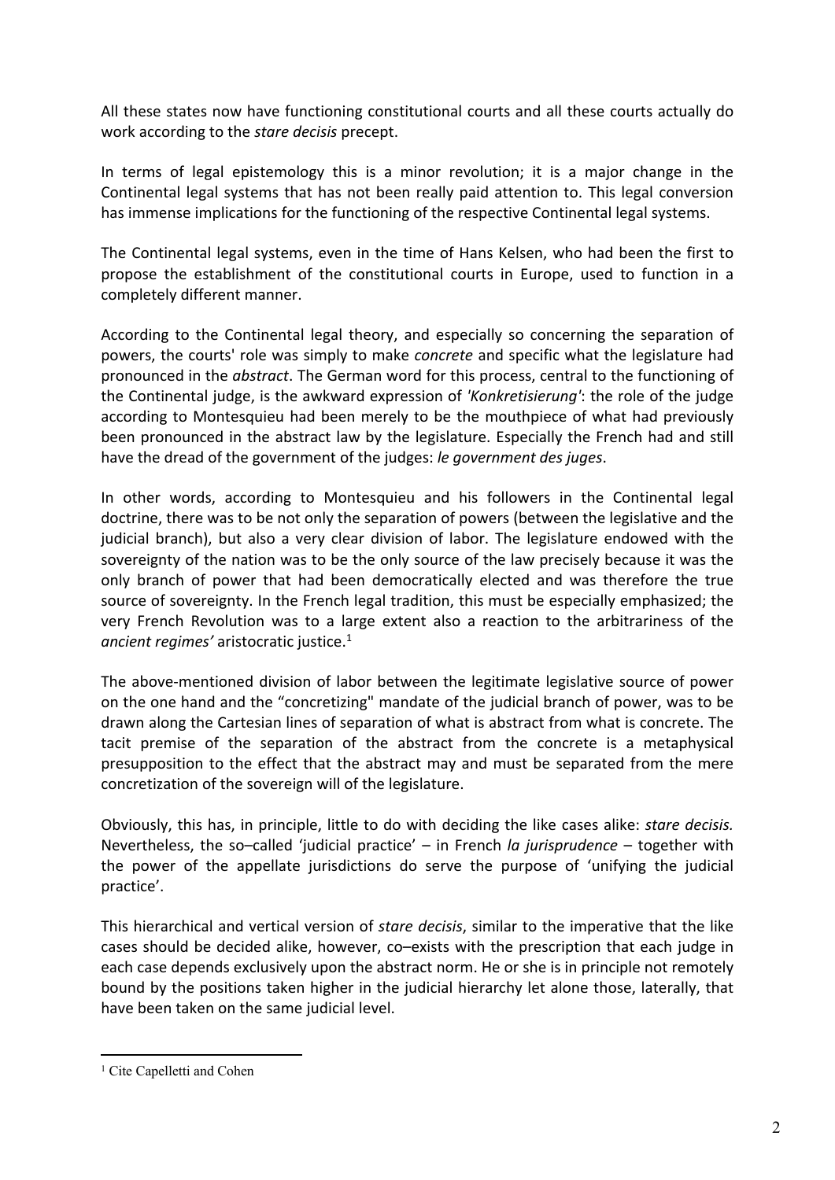All these states now have functioning constitutional courts and all these courts actually do work according to the *stare decisis* precept.

In terms of legal epistemology this is a minor revolution; it is a major change in the Continental legal systems that has not been really paid attention to. This legal conversion has immense implications for the functioning of the respective Continental legal systems.

The Continental legal systems, even in the time of Hans Kelsen, who had been the first to propose the establishment of the constitutional courts in Europe, used to function in a completely different manner.

According to the Continental legal theory, and especially so concerning the separation of powers, the courts' role was simply to make *concrete* and specific what the legislature had pronounced in the *abstract*. The German word for this process, central to the functioning of the Continental judge, is the awkward expression of *'Konkretisierung'*: the role of the judge according to Montesquieu had been merely to be the mouthpiece of what had previously been pronounced in the abstract law by the legislature. Especially the French had and still have the dread of the government of the judges: *le government des juges*.

In other words, according to Montesquieu and his followers in the Continental legal doctrine, there was to be not only the separation of powers (between the legislative and the judicial branch), but also a very clear division of labor. The legislature endowed with the sovereignty of the nation was to be the only source of the law precisely because it was the only branch of power that had been democratically elected and was therefore the true source of sovereignty. In the French legal tradition, this must be especially emphasized; the very French Revolution was to a large extent also a reaction to the arbitrariness of the *ancient regimes'* aristocratic justice.[1]

The above-mentioned division of labor between the legitimate legislative source of power on the one hand and the "concretizing" mandate of the judicial branch of power, was to be drawn along the Cartesian lines of separation of what is abstract from what is concrete. The tacit premise of the separation of the abstract from the concrete is a metaphysical presupposition to the effect that the abstract may and must be separated from the mere concretization of the sovereign will of the legislature.

Obviously, this has, in principle, little to do with deciding the like cases alike: *stare decisis.* Nevertheless, the so–called 'judicial practice' – in French *la jurisprudence* – together with the power of the appellate jurisdictions do serve the purpose of 'unifying the judicial practice'.

This hierarchical and vertical version of *stare decisis*, similar to the imperative that the like cases should be decided alike, however, co–exists with the prescription that each judge in each case depends exclusively upon the abstract norm. He or she is in principle not remotely bound by the positions taken higher in the judicial hierarchy let alone those, laterally, that have been taken on the same judicial level.

---

[1] Cite Capelletti and Cohen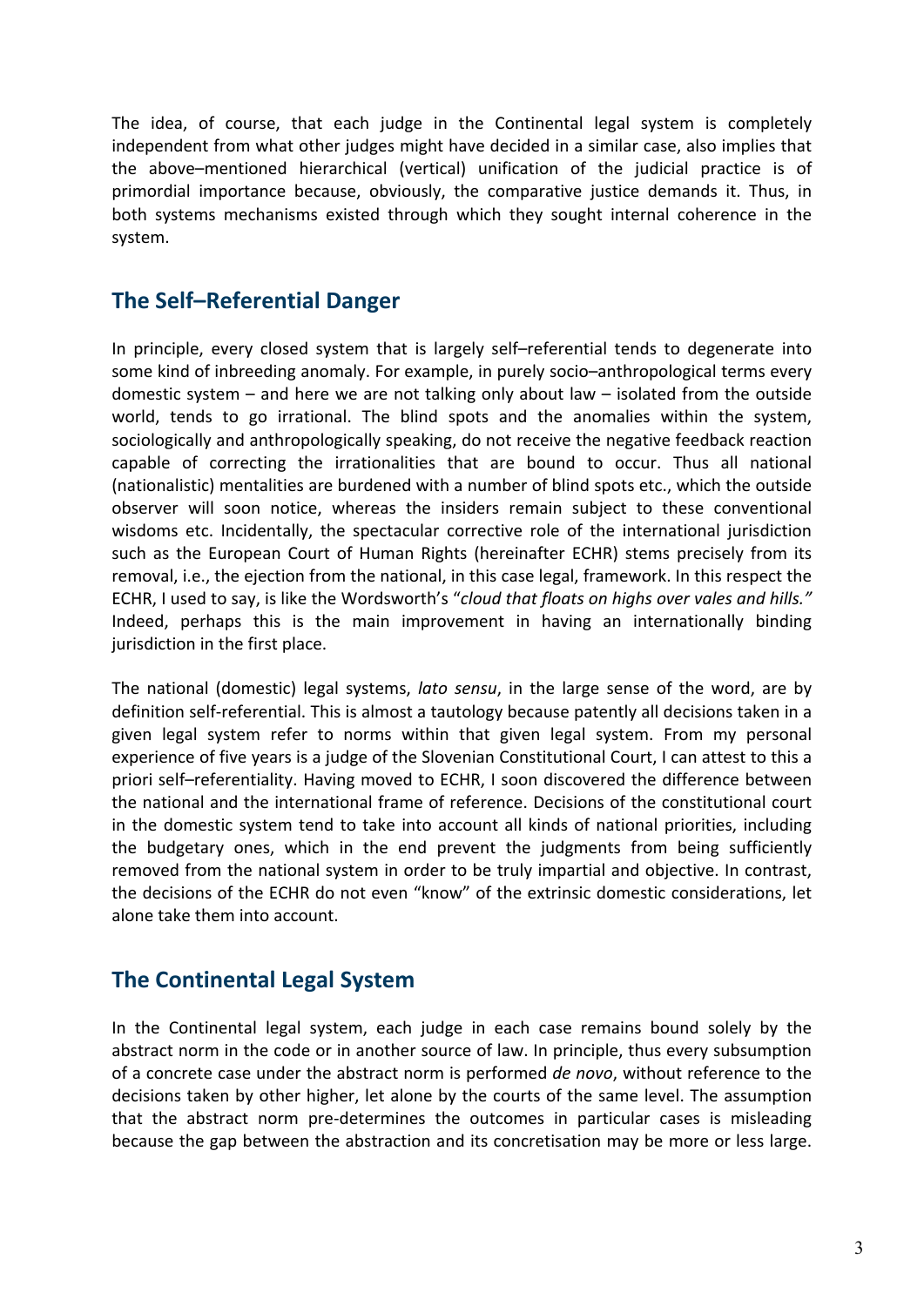The idea, of course, that each judge in the Continental legal system is completely independent from what other judges might have decided in a similar case, also implies that the above–mentioned hierarchical (vertical) unification of the judicial practice is of primordial importance because, obviously, the comparative justice demands it. Thus, in both systems mechanisms existed through which they sought internal coherence in the system.

## The Self–Referential Danger

In principle, every closed system that is largely self–referential tends to degenerate into some kind of inbreeding anomaly. For example, in purely socio–anthropological terms every domestic system – and here we are not talking only about law – isolated from the outside world, tends to go irrational. The blind spots and the anomalies within the system, sociologically and anthropologically speaking, do not receive the negative feedback reaction capable of correcting the irrationalities that are bound to occur. Thus all national (nationalistic) mentalities are burdened with a number of blind spots etc., which the outside observer will soon notice, whereas the insiders remain subject to these conventional wisdoms etc. Incidentally, the spectacular corrective role of the international jurisdiction such as the European Court of Human Rights (hereinafter ECHR) stems precisely from its removal, i.e., the ejection from the national, in this case legal, framework. In this respect the ECHR, I used to say, is like the Wordsworth's "*cloud that floats on highs over vales and hills."* Indeed, perhaps this is the main improvement in having an internationally binding jurisdiction in the first place.

The national (domestic) legal systems, *lato sensu*, in the large sense of the word, are by definition self-referential. This is almost a tautology because patently all decisions taken in a given legal system refer to norms within that given legal system. From my personal experience of five years is a judge of the Slovenian Constitutional Court, I can attest to this a priori self–referentiality. Having moved to ECHR, I soon discovered the difference between the national and the international frame of reference. Decisions of the constitutional court in the domestic system tend to take into account all kinds of national priorities, including the budgetary ones, which in the end prevent the judgments from being sufficiently removed from the national system in order to be truly impartial and objective. In contrast, the decisions of the ECHR do not even "know" of the extrinsic domestic considerations, let alone take them into account.

## The Continental Legal System

In the Continental legal system, each judge in each case remains bound solely by the abstract norm in the code or in another source of law. In principle, thus every subsumption of a concrete case under the abstract norm is performed *de novo*, without reference to the decisions taken by other higher, let alone by the courts of the same level. The assumption that the abstract norm pre-determines the outcomes in particular cases is misleading because the gap between the abstraction and its concretisation may be more or less large.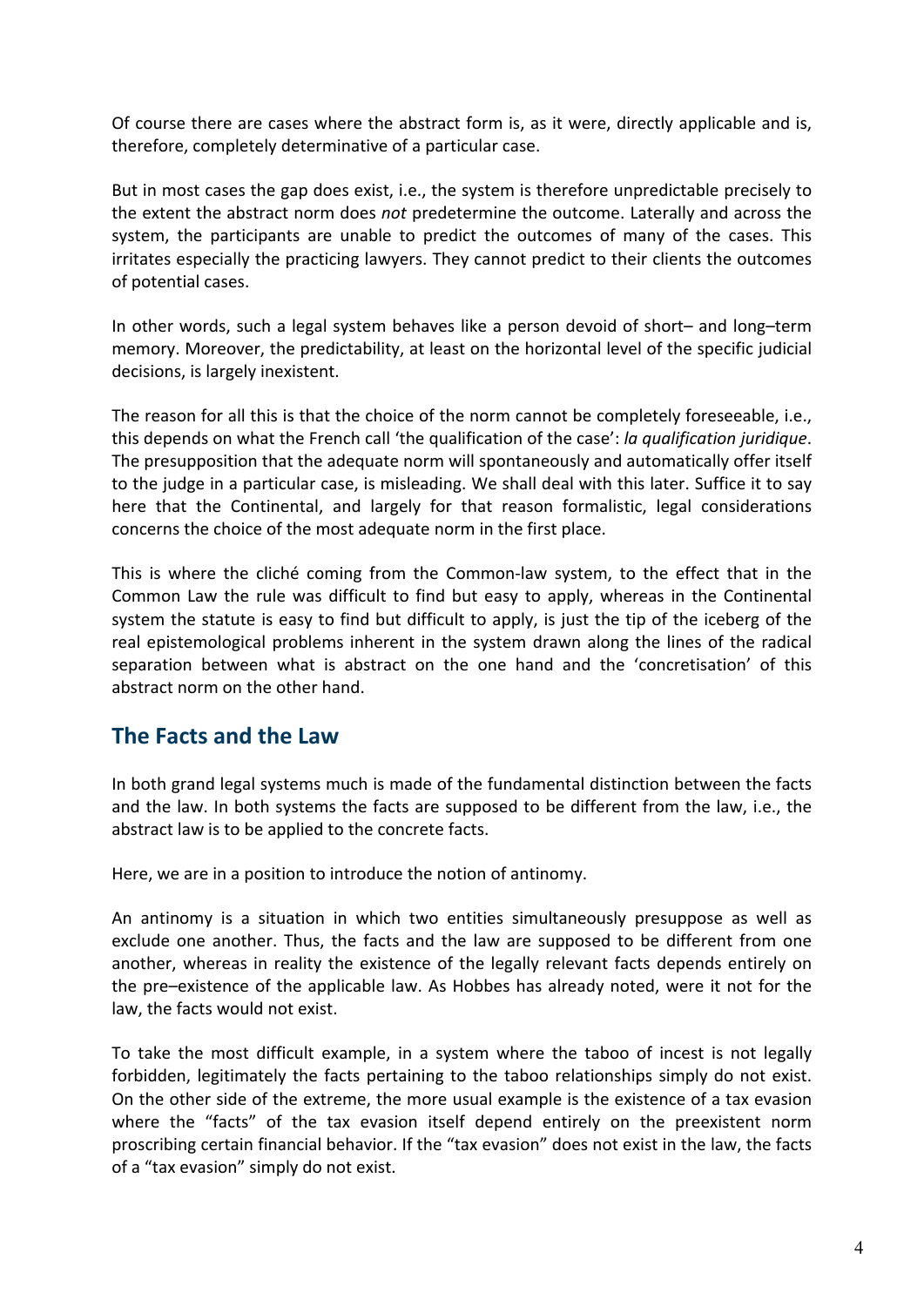Of course there are cases where the abstract form is, as it were, directly applicable and is, therefore, completely determinative of a particular case.

But in most cases the gap does exist, i.e., the system is therefore unpredictable precisely to the extent the abstract norm does *not* predetermine the outcome. Laterally and across the system, the participants are unable to predict the outcomes of many of the cases. This irritates especially the practicing lawyers. They cannot predict to their clients the outcomes of potential cases.

In other words, such a legal system behaves like a person devoid of short– and long–term memory. Moreover, the predictability, at least on the horizontal level of the specific judicial decisions, is largely inexistent.

The reason for all this is that the choice of the norm cannot be completely foreseeable, i.e., this depends on what the French call 'the qualification of the case': *la qualification juridique*. The presupposition that the adequate norm will spontaneously and automatically offer itself to the judge in a particular case, is misleading. We shall deal with this later. Suffice it to say here that the Continental, and largely for that reason formalistic, legal considerations concerns the choice of the most adequate norm in the first place.

This is where the cliché coming from the Common-law system, to the effect that in the Common Law the rule was difficult to find but easy to apply, whereas in the Continental system the statute is easy to find but difficult to apply, is just the tip of the iceberg of the real epistemological problems inherent in the system drawn along the lines of the radical separation between what is abstract on the one hand and the 'concretisation' of this abstract norm on the other hand.

## The Facts and the Law

In both grand legal systems much is made of the fundamental distinction between the facts and the law. In both systems the facts are supposed to be different from the law, i.e., the abstract law is to be applied to the concrete facts.

Here, we are in a position to introduce the notion of antinomy.

An antinomy is a situation in which two entities simultaneously presuppose as well as exclude one another. Thus, the facts and the law are supposed to be different from one another, whereas in reality the existence of the legally relevant facts depends entirely on the pre–existence of the applicable law. As Hobbes has already noted, were it not for the law, the facts would not exist.

To take the most difficult example, in a system where the taboo of incest is not legally forbidden, legitimately the facts pertaining to the taboo relationships simply do not exist. On the other side of the extreme, the more usual example is the existence of a tax evasion where the "facts" of the tax evasion itself depend entirely on the preexistent norm proscribing certain financial behavior. If the "tax evasion" does not exist in the law, the facts of a "tax evasion" simply do not exist.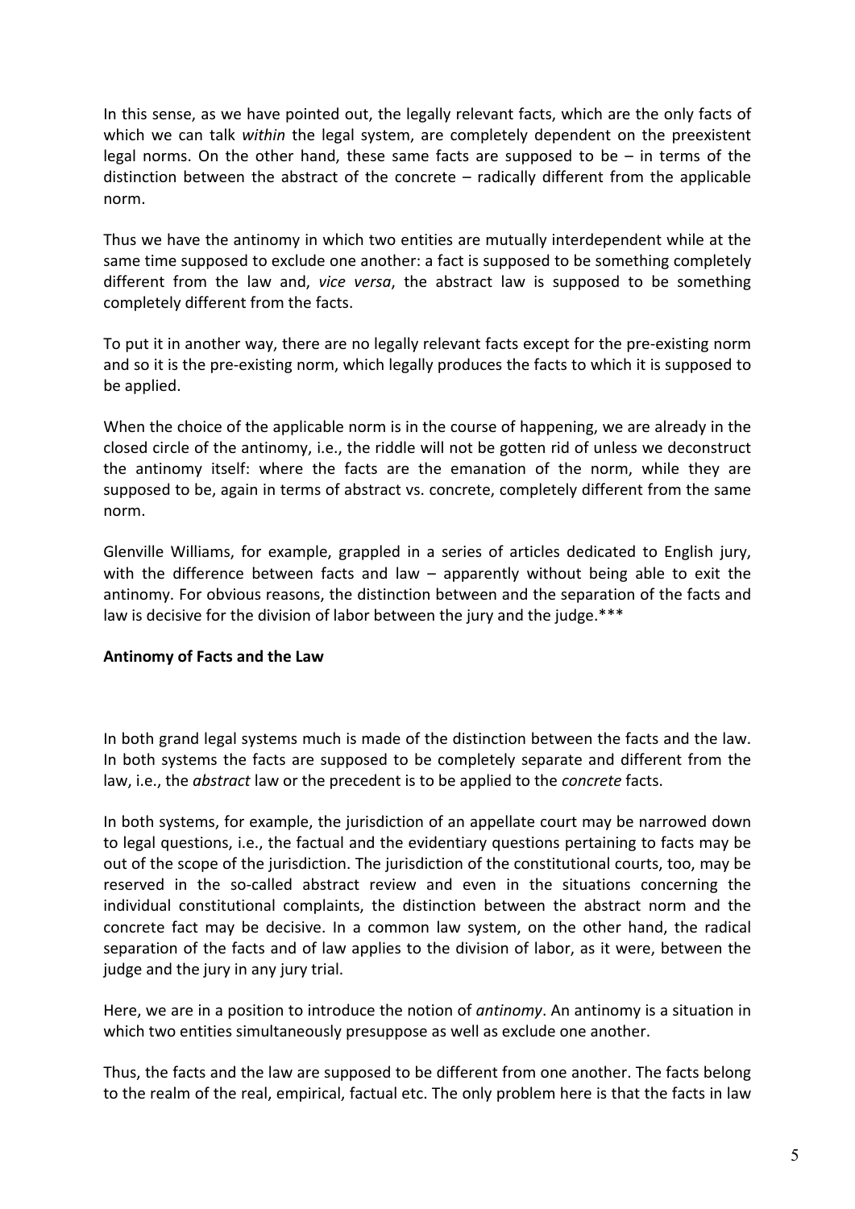In this sense, as we have pointed out, the legally relevant facts, which are the only facts of which we can talk *within* the legal system, are completely dependent on the preexistent legal norms. On the other hand, these same facts are supposed to be – in terms of the distinction between the abstract of the concrete – radically different from the applicable norm.

Thus we have the antinomy in which two entities are mutually interdependent while at the same time supposed to exclude one another: a fact is supposed to be something completely different from the law and, *vice versa*, the abstract law is supposed to be something completely different from the facts.

To put it in another way, there are no legally relevant facts except for the pre-existing norm and so it is the pre-existing norm, which legally produces the facts to which it is supposed to be applied.

When the choice of the applicable norm is in the course of happening, we are already in the closed circle of the antinomy, i.e., the riddle will not be gotten rid of unless we deconstruct the antinomy itself: where the facts are the emanation of the norm, while they are supposed to be, again in terms of abstract vs. concrete, completely different from the same norm.

Glenville Williams, for example, grappled in a series of articles dedicated to English jury, with the difference between facts and law – apparently without being able to exit the antinomy. For obvious reasons, the distinction between and the separation of the facts and law is decisive for the division of labor between the jury and the judge.***

**Antinomy of Facts and the Law**

In both grand legal systems much is made of the distinction between the facts and the law. In both systems the facts are supposed to be completely separate and different from the law, i.e., the *abstract* law or the precedent is to be applied to the *concrete* facts.

In both systems, for example, the jurisdiction of an appellate court may be narrowed down to legal questions, i.e., the factual and the evidentiary questions pertaining to facts may be out of the scope of the jurisdiction. The jurisdiction of the constitutional courts, too, may be reserved in the so-called abstract review and even in the situations concerning the individual constitutional complaints, the distinction between the abstract norm and the concrete fact may be decisive. In a common law system, on the other hand, the radical separation of the facts and of law applies to the division of labor, as it were, between the judge and the jury in any jury trial.

Here, we are in a position to introduce the notion of *antinomy*. An antinomy is a situation in which two entities simultaneously presuppose as well as exclude one another.

Thus, the facts and the law are supposed to be different from one another. The facts belong to the realm of the real, empirical, factual etc. The only problem here is that the facts in law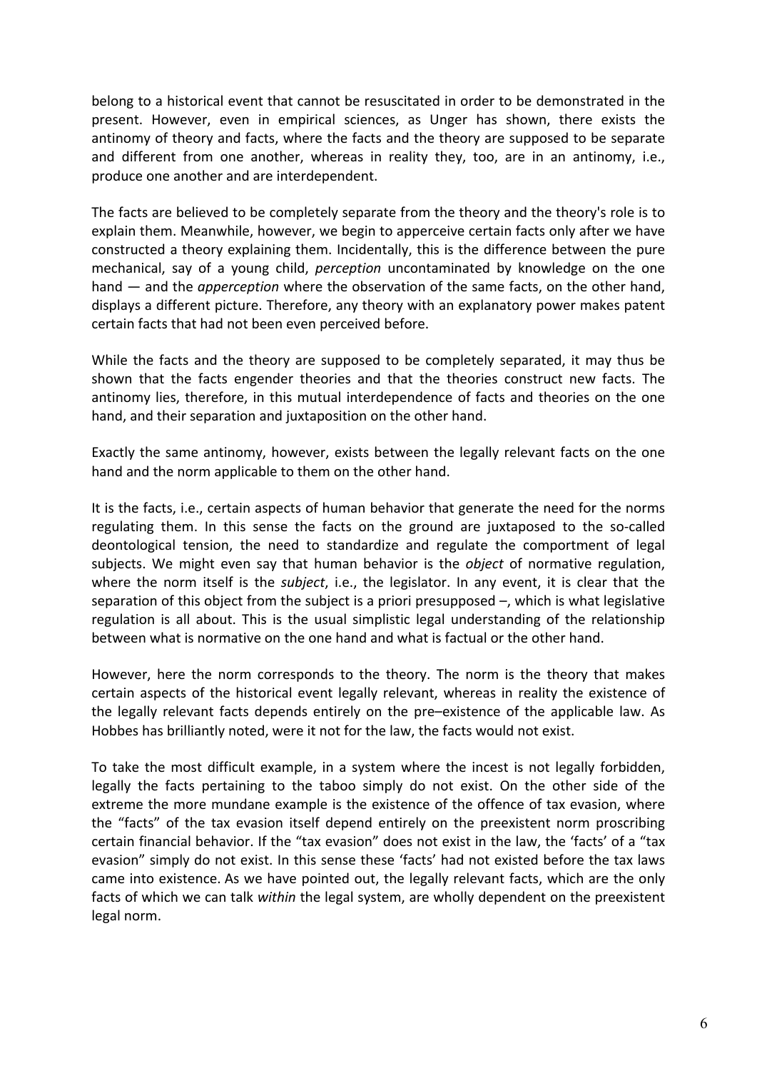belong to a historical event that cannot be resuscitated in order to be demonstrated in the present. However, even in empirical sciences, as Unger has shown, there exists the antinomy of theory and facts, where the facts and the theory are supposed to be separate and different from one another, whereas in reality they, too, are in an antinomy, i.e., produce one another and are interdependent.

The facts are believed to be completely separate from the theory and the theory's role is to explain them. Meanwhile, however, we begin to apperceive certain facts only after we have constructed a theory explaining them. Incidentally, this is the difference between the pure mechanical, say of a young child, *perception* uncontaminated by knowledge on the one hand — and the *apperception* where the observation of the same facts, on the other hand, displays a different picture. Therefore, any theory with an explanatory power makes patent certain facts that had not been even perceived before.

While the facts and the theory are supposed to be completely separated, it may thus be shown that the facts engender theories and that the theories construct new facts. The antinomy lies, therefore, in this mutual interdependence of facts and theories on the one hand, and their separation and juxtaposition on the other hand.

Exactly the same antinomy, however, exists between the legally relevant facts on the one hand and the norm applicable to them on the other hand.

It is the facts, i.e., certain aspects of human behavior that generate the need for the norms regulating them. In this sense the facts on the ground are juxtaposed to the so-called deontological tension, the need to standardize and regulate the comportment of legal subjects. We might even say that human behavior is the *object* of normative regulation, where the norm itself is the *subject*, i.e., the legislator. In any event, it is clear that the separation of this object from the subject is a priori presupposed –, which is what legislative regulation is all about. This is the usual simplistic legal understanding of the relationship between what is normative on the one hand and what is factual or the other hand.

However, here the norm corresponds to the theory. The norm is the theory that makes certain aspects of the historical event legally relevant, whereas in reality the existence of the legally relevant facts depends entirely on the pre–existence of the applicable law. As Hobbes has brilliantly noted, were it not for the law, the facts would not exist.

To take the most difficult example, in a system where the incest is not legally forbidden, legally the facts pertaining to the taboo simply do not exist. On the other side of the extreme the more mundane example is the existence of the offence of tax evasion, where the "facts" of the tax evasion itself depend entirely on the preexistent norm proscribing certain financial behavior. If the "tax evasion" does not exist in the law, the 'facts' of a "tax evasion" simply do not exist. In this sense these 'facts' had not existed before the tax laws came into existence. As we have pointed out, the legally relevant facts, which are the only facts of which we can talk *within* the legal system, are wholly dependent on the preexistent legal norm.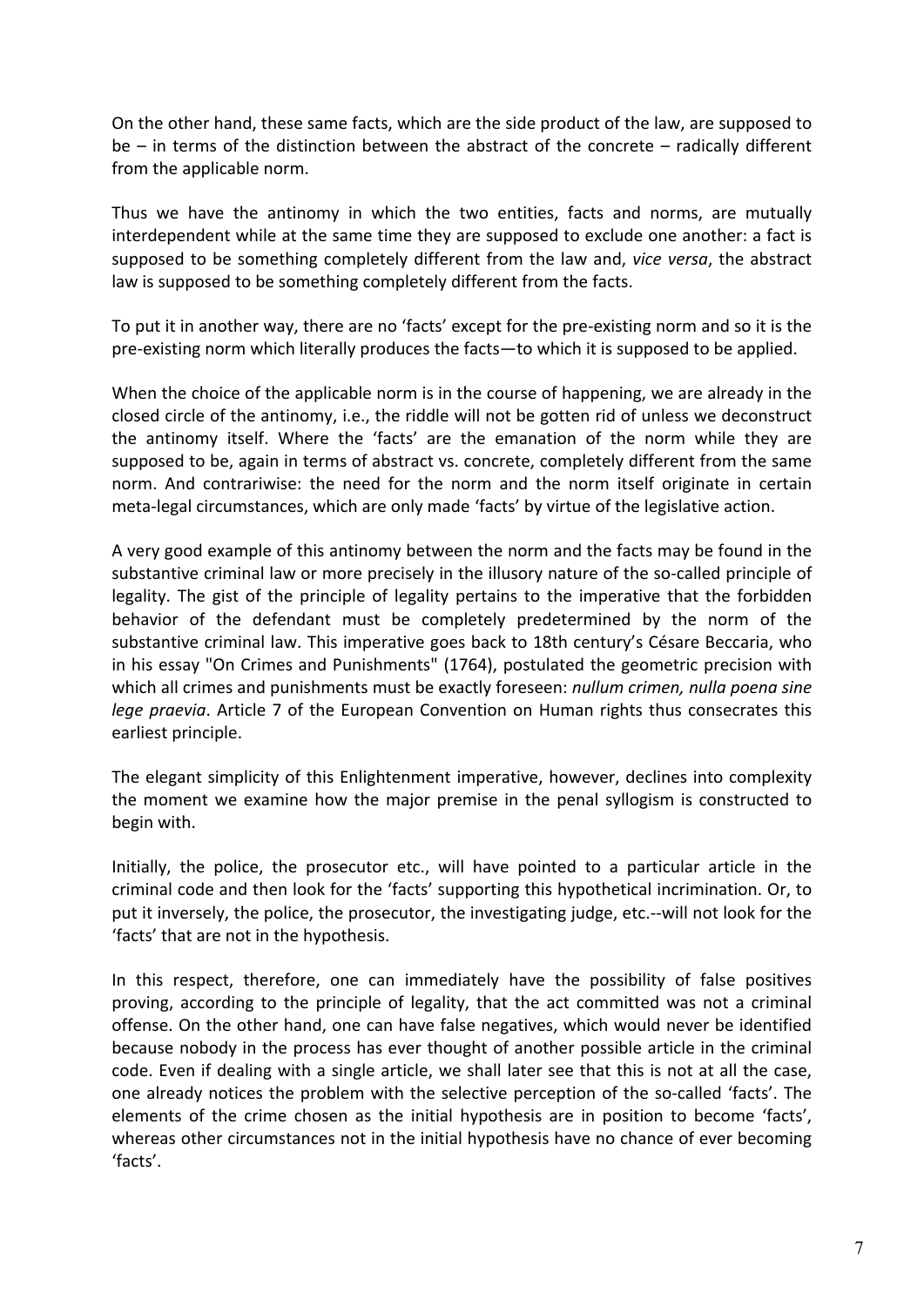On the other hand, these same facts, which are the side product of the law, are supposed to be – in terms of the distinction between the abstract of the concrete – radically different from the applicable norm.

Thus we have the antinomy in which the two entities, facts and norms, are mutually interdependent while at the same time they are supposed to exclude one another: a fact is supposed to be something completely different from the law and, *vice versa*, the abstract law is supposed to be something completely different from the facts.

To put it in another way, there are no 'facts' except for the pre-existing norm and so it is the pre-existing norm which literally produces the facts—to which it is supposed to be applied.

When the choice of the applicable norm is in the course of happening, we are already in the closed circle of the antinomy, i.e., the riddle will not be gotten rid of unless we deconstruct the antinomy itself. Where the 'facts' are the emanation of the norm while they are supposed to be, again in terms of abstract vs. concrete, completely different from the same norm. And contrariwise: the need for the norm and the norm itself originate in certain meta-legal circumstances, which are only made 'facts' by virtue of the legislative action.

A very good example of this antinomy between the norm and the facts may be found in the substantive criminal law or more precisely in the illusory nature of the so-called principle of legality. The gist of the principle of legality pertains to the imperative that the forbidden behavior of the defendant must be completely predetermined by the norm of the substantive criminal law. This imperative goes back to 18th century's Césare Beccaria, who in his essay "On Crimes and Punishments" (1764), postulated the geometric precision with which all crimes and punishments must be exactly foreseen: *nullum crimen, nulla poena sine lege praevia*. Article 7 of the European Convention on Human rights thus consecrates this earliest principle.

The elegant simplicity of this Enlightenment imperative, however, declines into complexity the moment we examine how the major premise in the penal syllogism is constructed to begin with.

Initially, the police, the prosecutor etc., will have pointed to a particular article in the criminal code and then look for the 'facts' supporting this hypothetical incrimination. Or, to put it inversely, the police, the prosecutor, the investigating judge, etc.--will not look for the 'facts' that are not in the hypothesis.

In this respect, therefore, one can immediately have the possibility of false positives proving, according to the principle of legality, that the act committed was not a criminal offense. On the other hand, one can have false negatives, which would never be identified because nobody in the process has ever thought of another possible article in the criminal code. Even if dealing with a single article, we shall later see that this is not at all the case, one already notices the problem with the selective perception of the so-called 'facts'. The elements of the crime chosen as the initial hypothesis are in position to become 'facts', whereas other circumstances not in the initial hypothesis have no chance of ever becoming 'facts'.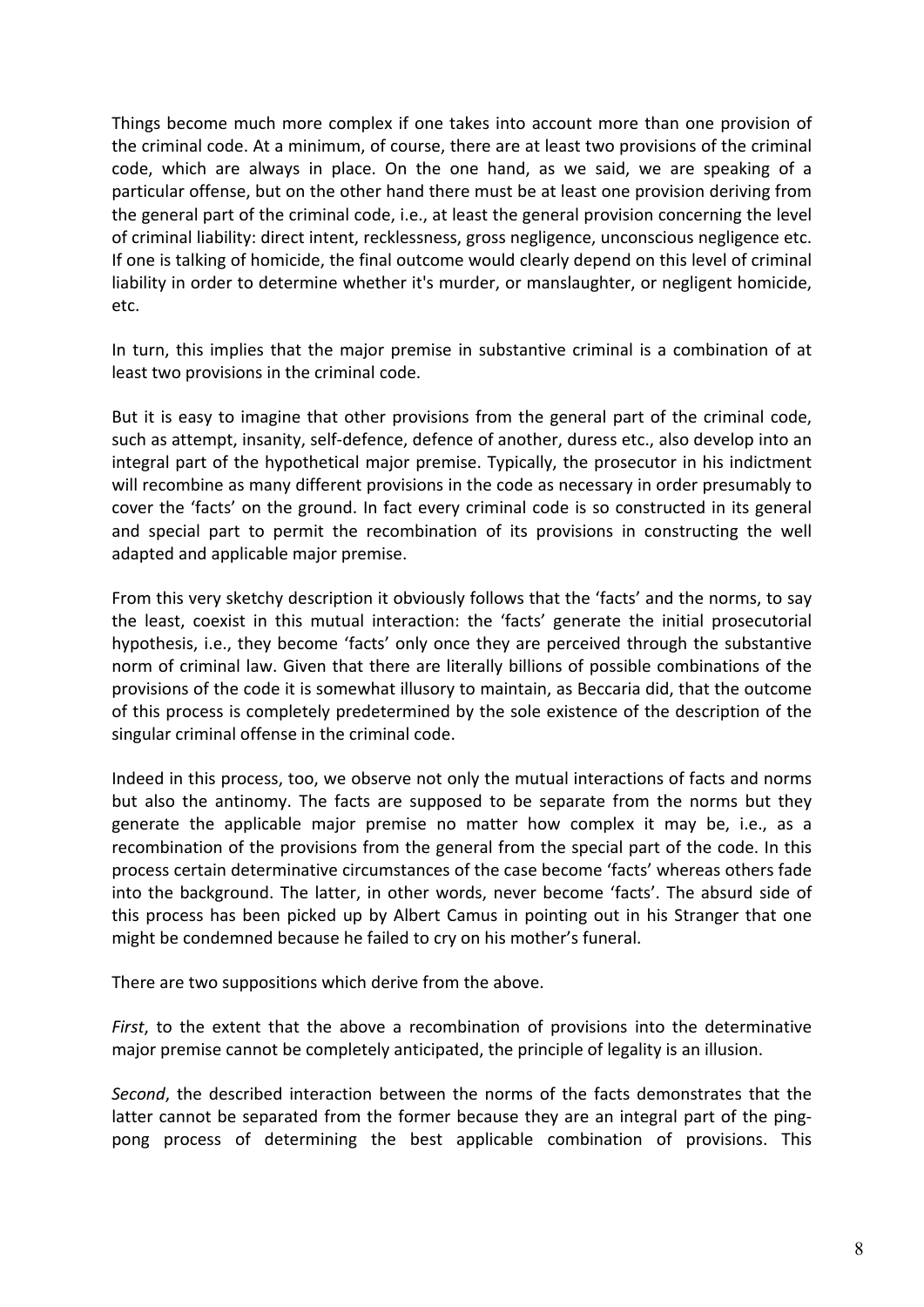Things become much more complex if one takes into account more than one provision of the criminal code. At a minimum, of course, there are at least two provisions of the criminal code, which are always in place. On the one hand, as we said, we are speaking of a particular offense, but on the other hand there must be at least one provision deriving from the general part of the criminal code, i.e., at least the general provision concerning the level of criminal liability: direct intent, recklessness, gross negligence, unconscious negligence etc. If one is talking of homicide, the final outcome would clearly depend on this level of criminal liability in order to determine whether it's murder, or manslaughter, or negligent homicide, etc.

In turn, this implies that the major premise in substantive criminal is a combination of at least two provisions in the criminal code.

But it is easy to imagine that other provisions from the general part of the criminal code, such as attempt, insanity, self-defence, defence of another, duress etc., also develop into an integral part of the hypothetical major premise. Typically, the prosecutor in his indictment will recombine as many different provisions in the code as necessary in order presumably to cover the 'facts' on the ground. In fact every criminal code is so constructed in its general and special part to permit the recombination of its provisions in constructing the well adapted and applicable major premise.

From this very sketchy description it obviously follows that the 'facts' and the norms, to say the least, coexist in this mutual interaction: the 'facts' generate the initial prosecutorial hypothesis, i.e., they become 'facts' only once they are perceived through the substantive norm of criminal law. Given that there are literally billions of possible combinations of the provisions of the code it is somewhat illusory to maintain, as Beccaria did, that the outcome of this process is completely predetermined by the sole existence of the description of the singular criminal offense in the criminal code.

Indeed in this process, too, we observe not only the mutual interactions of facts and norms but also the antinomy. The facts are supposed to be separate from the norms but they generate the applicable major premise no matter how complex it may be, i.e., as a recombination of the provisions from the general from the special part of the code. In this process certain determinative circumstances of the case become 'facts' whereas others fade into the background. The latter, in other words, never become 'facts'. The absurd side of this process has been picked up by Albert Camus in pointing out in his Stranger that one might be condemned because he failed to cry on his mother's funeral.

There are two suppositions which derive from the above.

*First*, to the extent that the above a recombination of provisions into the determinative major premise cannot be completely anticipated, the principle of legality is an illusion.

*Second*, the described interaction between the norms of the facts demonstrates that the latter cannot be separated from the former because they are an integral part of the ping-pong process of determining the best applicable combination of provisions. This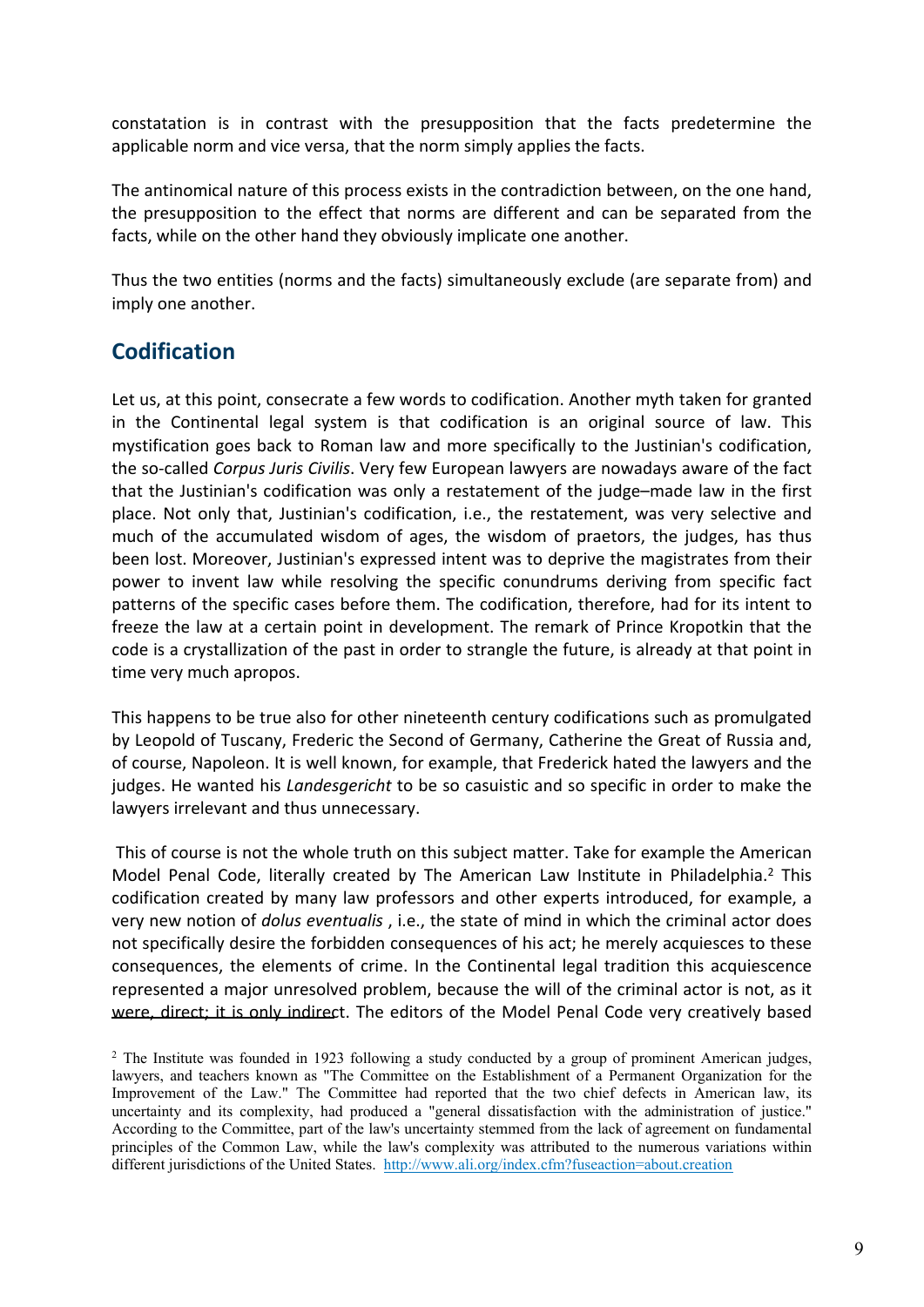constatation is in contrast with the presupposition that the facts predetermine the applicable norm and vice versa, that the norm simply applies the facts.

The antinomical nature of this process exists in the contradiction between, on the one hand, the presupposition to the effect that norms are different and can be separated from the facts, while on the other hand they obviously implicate one another.

Thus the two entities (norms and the facts) simultaneously exclude (are separate from) and imply one another.

## Codification

Let us, at this point, consecrate a few words to codification. Another myth taken for granted in the Continental legal system is that codification is an original source of law. This mystification goes back to Roman law and more specifically to the Justinian's codification, the so-called *Corpus Juris Civilis*. Very few European lawyers are nowadays aware of the fact that the Justinian's codification was only a restatement of the judge–made law in the first place. Not only that, Justinian's codification, i.e., the restatement, was very selective and much of the accumulated wisdom of ages, the wisdom of praetors, the judges, has thus been lost. Moreover, Justinian's expressed intent was to deprive the magistrates from their power to invent law while resolving the specific conundrums deriving from specific fact patterns of the specific cases before them. The codification, therefore, had for its intent to freeze the law at a certain point in development. The remark of Prince Kropotkin that the code is a crystallization of the past in order to strangle the future, is already at that point in time very much apropos.

This happens to be true also for other nineteenth century codifications such as promulgated by Leopold of Tuscany, Frederic the Second of Germany, Catherine the Great of Russia and, of course, Napoleon. It is well known, for example, that Frederick hated the lawyers and the judges. He wanted his *Landesgericht* to be so casuistic and so specific in order to make the lawyers irrelevant and thus unnecessary.

This of course is not the whole truth on this subject matter. Take for example the American Model Penal Code, literally created by The American Law Institute in Philadelphia.[2] This codification created by many law professors and other experts introduced, for example, a very new notion of *dolus eventualis* , i.e., the state of mind in which the criminal actor does not specifically desire the forbidden consequences of his act; he merely acquiesces to these consequences, the elements of crime. In the Continental legal tradition this acquiescence represented a major unresolved problem, because the will of the criminal actor is not, as it were, direct; it is only indirect. The editors of the Model Penal Code very creatively based

[2] The Institute was founded in 1923 following a study conducted by a group of prominent American judges, lawyers, and teachers known as "The Committee on the Establishment of a Permanent Organization for the Improvement of the Law." The Committee had reported that the two chief defects in American law, its uncertainty and its complexity, had produced a "general dissatisfaction with the administration of justice." According to the Committee, part of the law's uncertainty stemmed from the lack of agreement on fundamental principles of the Common Law, while the law's complexity was attributed to the numerous variations within different jurisdictions of the United States. http://www.ali.org/index.cfm?fuseaction=about.creation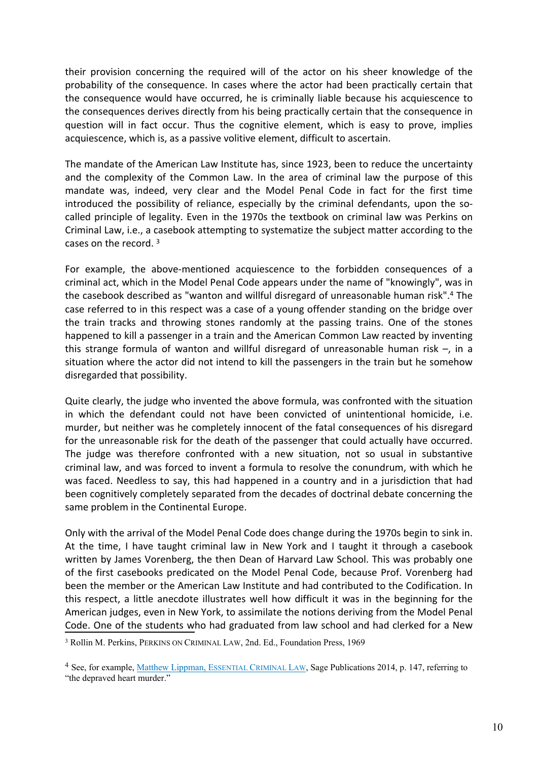their provision concerning the required will of the actor on his sheer knowledge of the probability of the consequence. In cases where the actor had been practically certain that the consequence would have occurred, he is criminally liable because his acquiescence to the consequences derives directly from his being practically certain that the consequence in question will in fact occur. Thus the cognitive element, which is easy to prove, implies acquiescence, which is, as a passive volitive element, difficult to ascertain.

The mandate of the American Law Institute has, since 1923, been to reduce the uncertainty and the complexity of the Common Law. In the area of criminal law the purpose of this mandate was, indeed, very clear and the Model Penal Code in fact for the first time introduced the possibility of reliance, especially by the criminal defendants, upon the so-called principle of legality. Even in the 1970s the textbook on criminal law was Perkins on Criminal Law, i.e., a casebook attempting to systematize the subject matter according to the cases on the record. [3]

For example, the above-mentioned acquiescence to the forbidden consequences of a criminal act, which in the Model Penal Code appears under the name of "knowingly", was in the casebook described as "wanton and willful disregard of unreasonable human risk".[4] The case referred to in this respect was a case of a young offender standing on the bridge over the train tracks and throwing stones randomly at the passing trains. One of the stones happened to kill a passenger in a train and the American Common Law reacted by inventing this strange formula of wanton and willful disregard of unreasonable human risk –, in a situation where the actor did not intend to kill the passengers in the train but he somehow disregarded that possibility.

Quite clearly, the judge who invented the above formula, was confronted with the situation in which the defendant could not have been convicted of unintentional homicide, i.e. murder, but neither was he completely innocent of the fatal consequences of his disregard for the unreasonable risk for the death of the passenger that could actually have occurred. The judge was therefore confronted with a new situation, not so usual in substantive criminal law, and was forced to invent a formula to resolve the conundrum, with which he was faced. Needless to say, this had happened in a country and in a jurisdiction that had been cognitively completely separated from the decades of doctrinal debate concerning the same problem in the Continental Europe.

Only with the arrival of the Model Penal Code does change during the 1970s begin to sink in. At the time, I have taught criminal law in New York and I taught it through a casebook written by James Vorenberg, the then Dean of Harvard Law School. This was probably one of the first casebooks predicated on the Model Penal Code, because Prof. Vorenberg had been the member or the American Law Institute and had contributed to the Codification. In this respect, a little anecdote illustrates well how difficult it was in the beginning for the American judges, even in New York, to assimilate the notions deriving from the Model Penal Code. One of the students who had graduated from law school and had clerked for a New

---

[3] Rollin M. Perkins, PERKINS ON CRIMINAL LAW, 2nd. Ed., Foundation Press, 1969

[4] See, for example, Matthew Lippman, ESSENTIAL CRIMINAL LAW, Sage Publications 2014, p. 147, referring to "the depraved heart murder."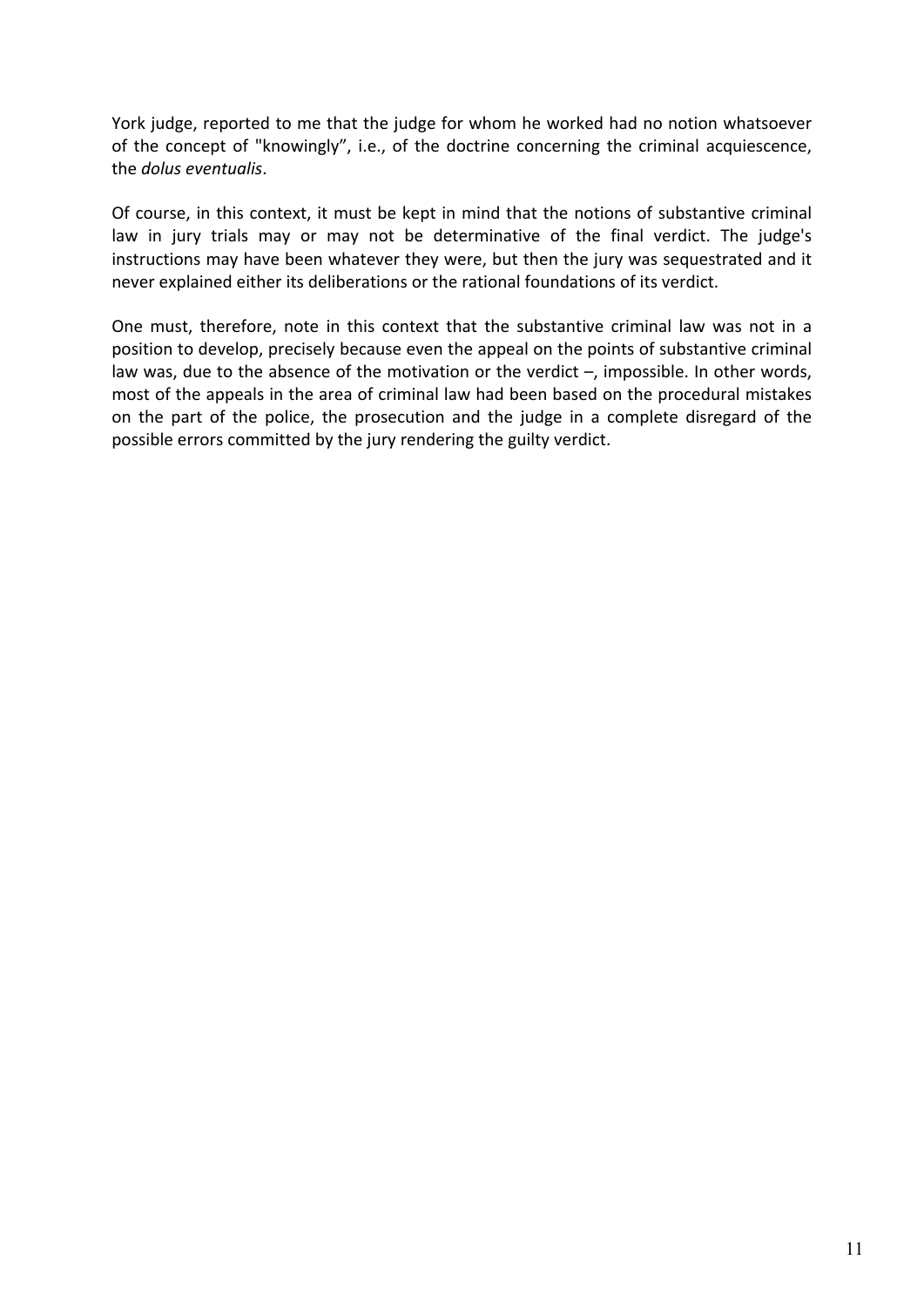York judge, reported to me that the judge for whom he worked had no notion whatsoever of the concept of "knowingly", i.e., of the doctrine concerning the criminal acquiescence, the *dolus eventualis*.

Of course, in this context, it must be kept in mind that the notions of substantive criminal law in jury trials may or may not be determinative of the final verdict. The judge's instructions may have been whatever they were, but then the jury was sequestrated and it never explained either its deliberations or the rational foundations of its verdict.

One must, therefore, note in this context that the substantive criminal law was not in a position to develop, precisely because even the appeal on the points of substantive criminal law was, due to the absence of the motivation or the verdict –, impossible. In other words, most of the appeals in the area of criminal law had been based on the procedural mistakes on the part of the police, the prosecution and the judge in a complete disregard of the possible errors committed by the jury rendering the guilty verdict.